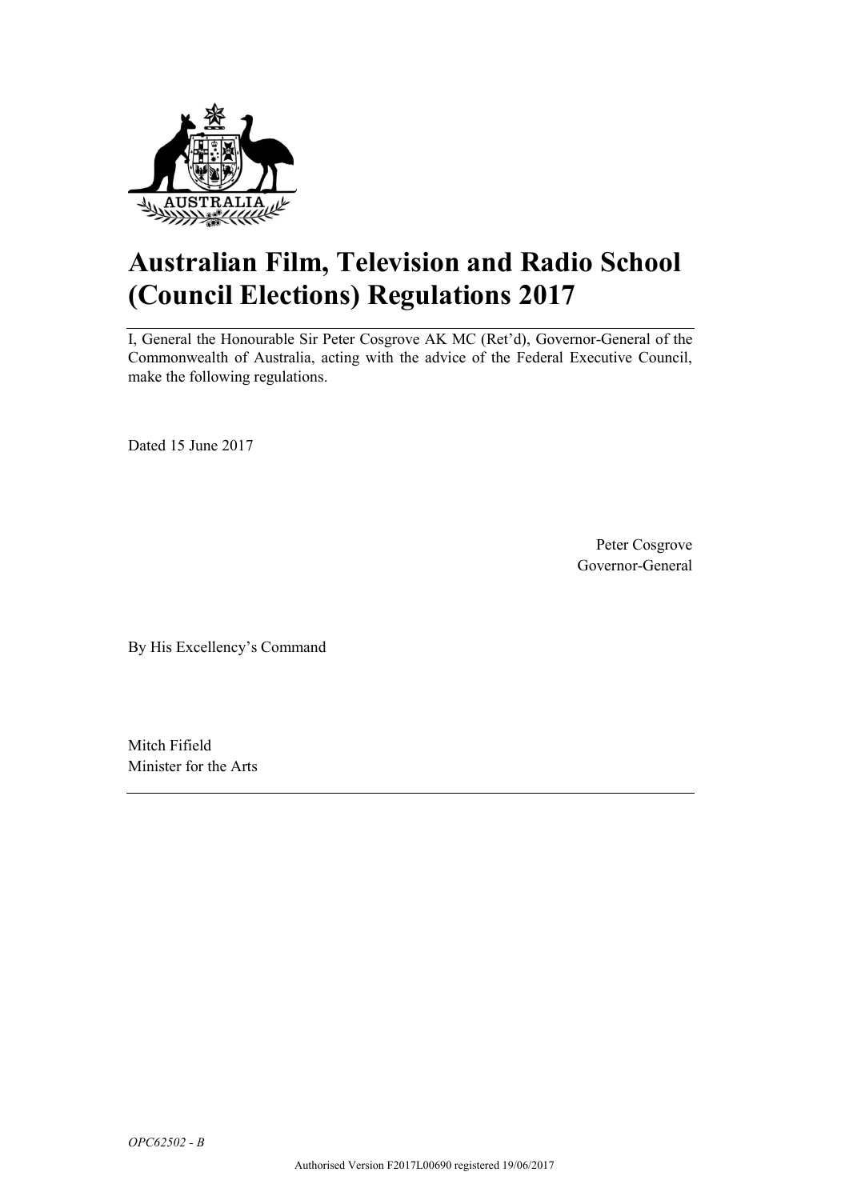# Australian Film, Television and Radio School (Council Elections) Regulations 2017

I, General the Honourable Sir Peter Cosgrove AK MC (Ret'd), Governor-General of the Commonwealth of Australia, acting with the advice of the Federal Executive Council, make the following regulations.

Dated 15 June 2017

Peter Cosgrove
Governor-General

By His Excellency's Command

Mitch Fifield
Minister for the Arts

*OPC62502 - B*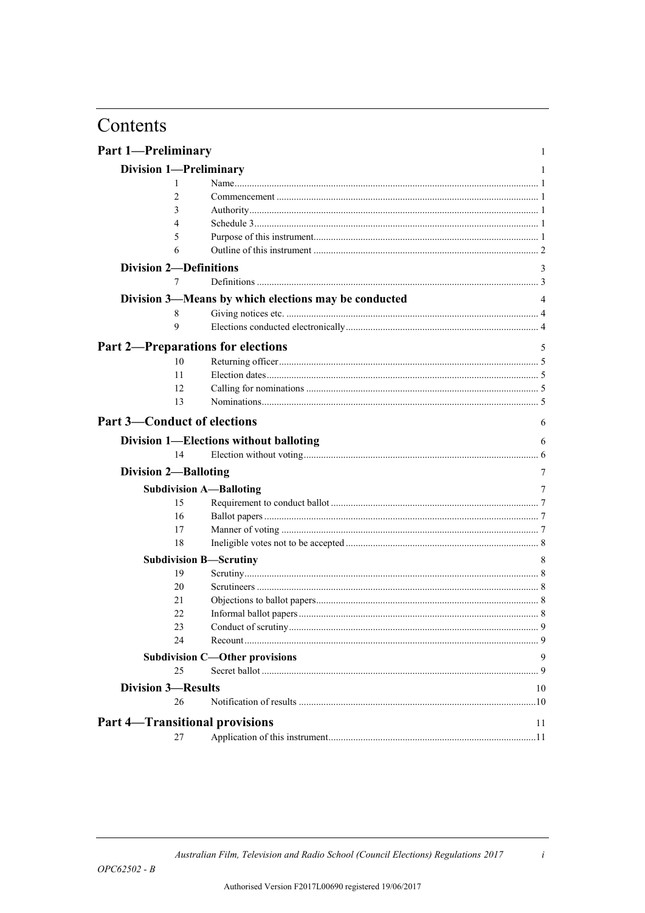# Contents

## Part 1—Preliminary 1

### Division 1—Preliminary 1

| | | |
|---|---|---|
| 1 | Name | 1 |
| 2 | Commencement | 1 |
| 3 | Authority | 1 |
| 4 | Schedule 3 | 1 |
| 5 | Purpose of this instrument | 1 |
| 6 | Outline of this instrument | 2 |

### Division 2—Definitions 3

| | | |
|---|---|---|
| 7 | Definitions | 3 |

### Division 3—Means by which elections may be conducted 4

| | | |
|---|---|---|
| 8 | Giving notices etc. | 4 |
| 9 | Elections conducted electronically | 4 |

## Part 2—Preparations for elections 5

| | | |
|---|---|---|
| 10 | Returning officer | 5 |
| 11 | Election dates | 5 |
| 12 | Calling for nominations | 5 |
| 13 | Nominations | 5 |

## Part 3—Conduct of elections 6

### Division 1—Elections without balloting 6

| | | |
|---|---|---|
| 14 | Election without voting | 6 |

### Division 2—Balloting 7

#### Subdivision A—Balloting 7

| | | |
|---|---|---|
| 15 | Requirement to conduct ballot | 7 |
| 16 | Ballot papers | 7 |
| 17 | Manner of voting | 7 |
| 18 | Ineligible votes not to be accepted | 8 |

#### Subdivision B—Scrutiny 8

| | | |
|---|---|---|
| 19 | Scrutiny | 8 |
| 20 | Scrutineers | 8 |
| 21 | Objections to ballot papers | 8 |
| 22 | Informal ballot papers | 8 |
| 23 | Conduct of scrutiny | 9 |
| 24 | Recount | 9 |

#### Subdivision C—Other provisions 9

| | | |
|---|---|---|
| 25 | Secret ballot | 9 |

### Division 3—Results 10

| | | |
|---|---|---|
| 26 | Notification of results | 10 |

## Part 4—Transitional provisions 11

| | | |
|---|---|---|
| 27 | Application of this instrument | 11 |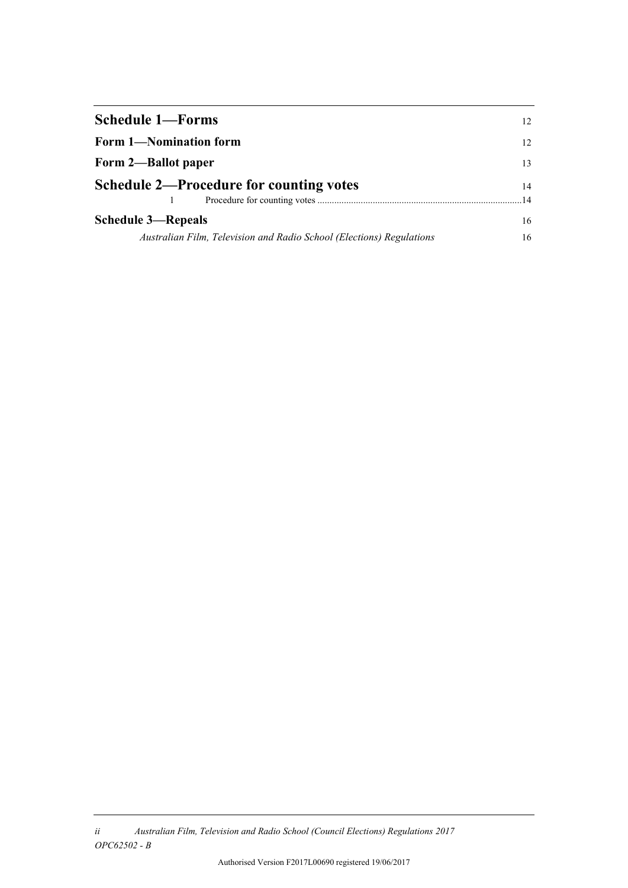| | |
|---|---|
| **Schedule 1—Forms** | 12 |
| **Form 1—Nomination form** | 12 |
| **Form 2—Ballot paper** | 13 |
| **Schedule 2—Procedure for counting votes** | 14 |
| 1 Procedure for counting votes | 14 |
| **Schedule 3—Repeals** | 16 |
| *Australian Film, Television and Radio School (Elections) Regulations* | 16 |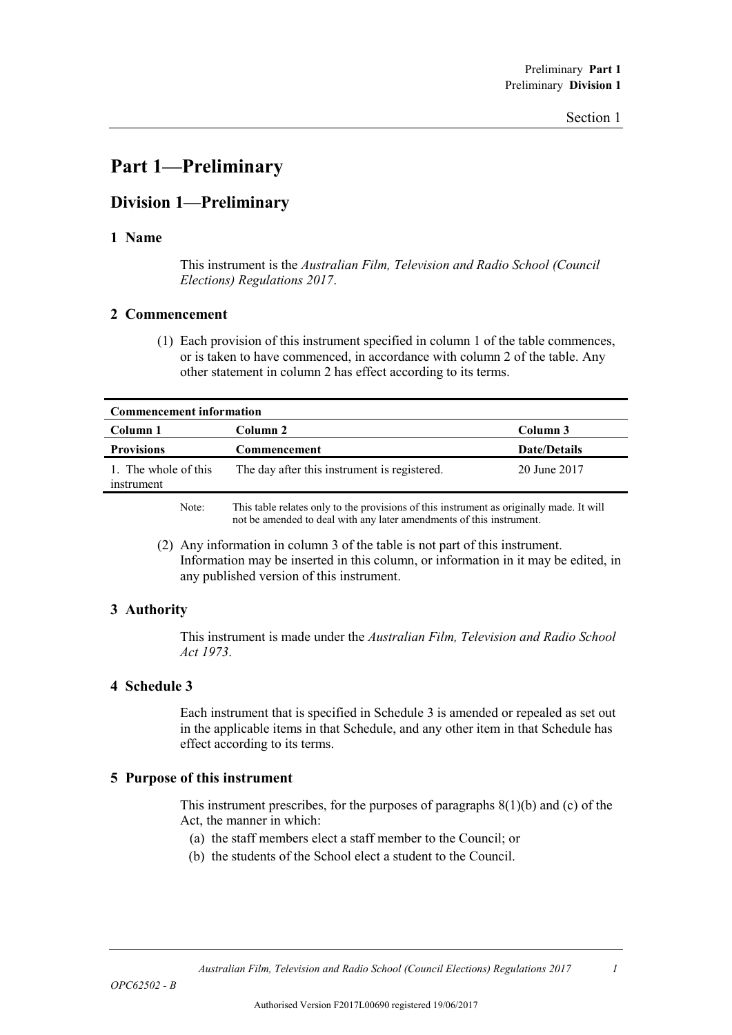# Part 1—Preliminary

## Division 1—Preliminary

### 1 Name

This instrument is the *Australian Film, Television and Radio School (Council Elections) Regulations 2017*.

### 2 Commencement

(1) Each provision of this instrument specified in column 1 of the table commences, or is taken to have commenced, in accordance with column 2 of the table. Any other statement in column 2 has effect according to its terms.

| **Commencement information** | | |
|---|---|---|
| **Column 1** | **Column 2** | **Column 3** |
| **Provisions** | **Commencement** | **Date/Details** |
| 1. The whole of this instrument | The day after this instrument is registered. | 20 June 2017 |

Note: This table relates only to the provisions of this instrument as originally made. It will not be amended to deal with any later amendments of this instrument.

(2) Any information in column 3 of the table is not part of this instrument. Information may be inserted in this column, or information in it may be edited, in any published version of this instrument.

### 3 Authority

This instrument is made under the *Australian Film, Television and Radio School Act 1973*.

### 4 Schedule 3

Each instrument that is specified in Schedule 3 is amended or repealed as set out in the applicable items in that Schedule, and any other item in that Schedule has effect according to its terms.

### 5 Purpose of this instrument

This instrument prescribes, for the purposes of paragraphs 8(1)(b) and (c) of the Act, the manner in which:

(a) the staff members elect a staff member to the Council; or

(b) the students of the School elect a student to the Council.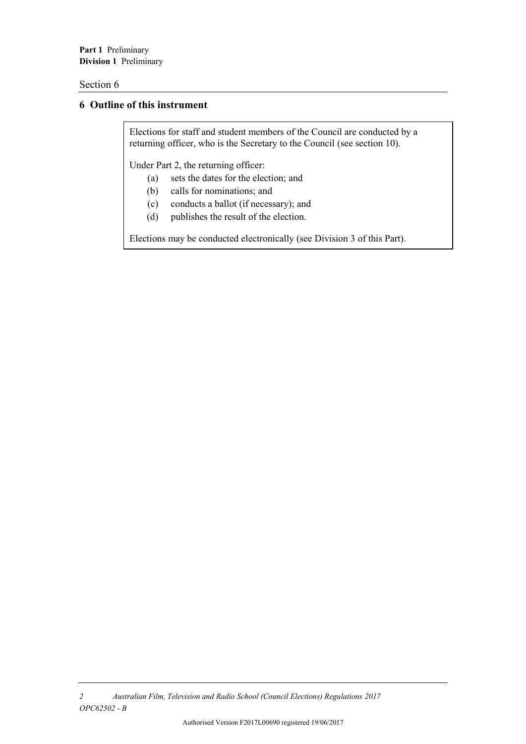## 6 Outline of this instrument

Elections for staff and student members of the Council are conducted by a returning officer, who is the Secretary to the Council (see section 10).

Under Part 2, the returning officer:

- (a) sets the dates for the election; and
- (b) calls for nominations; and
- (c) conducts a ballot (if necessary); and
- (d) publishes the result of the election.

Elections may be conducted electronically (see Division 3 of this Part).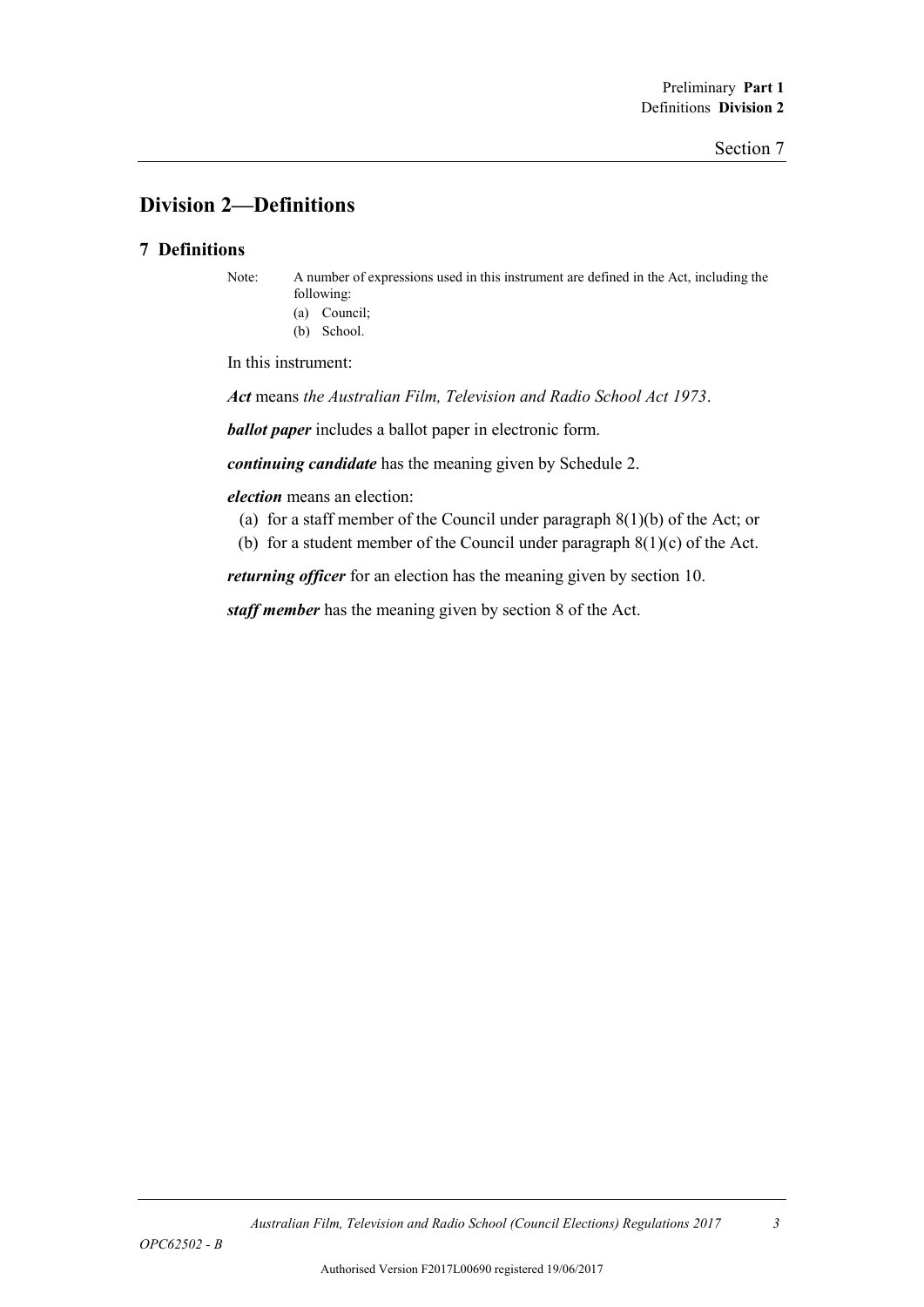## Division 2—Definitions

### 7 Definitions

Note: A number of expressions used in this instrument are defined in the Act, including the following:

(a) Council;

(b) School.

In this instrument:

***Act*** means *the Australian Film, Television and Radio School Act 1973*.

***ballot paper*** includes a ballot paper in electronic form.

***continuing candidate*** has the meaning given by Schedule 2.

***election*** means an election:

(a) for a staff member of the Council under paragraph 8(1)(b) of the Act; or

(b) for a student member of the Council under paragraph 8(1)(c) of the Act.

***returning officer*** for an election has the meaning given by section 10.

***staff member*** has the meaning given by section 8 of the Act.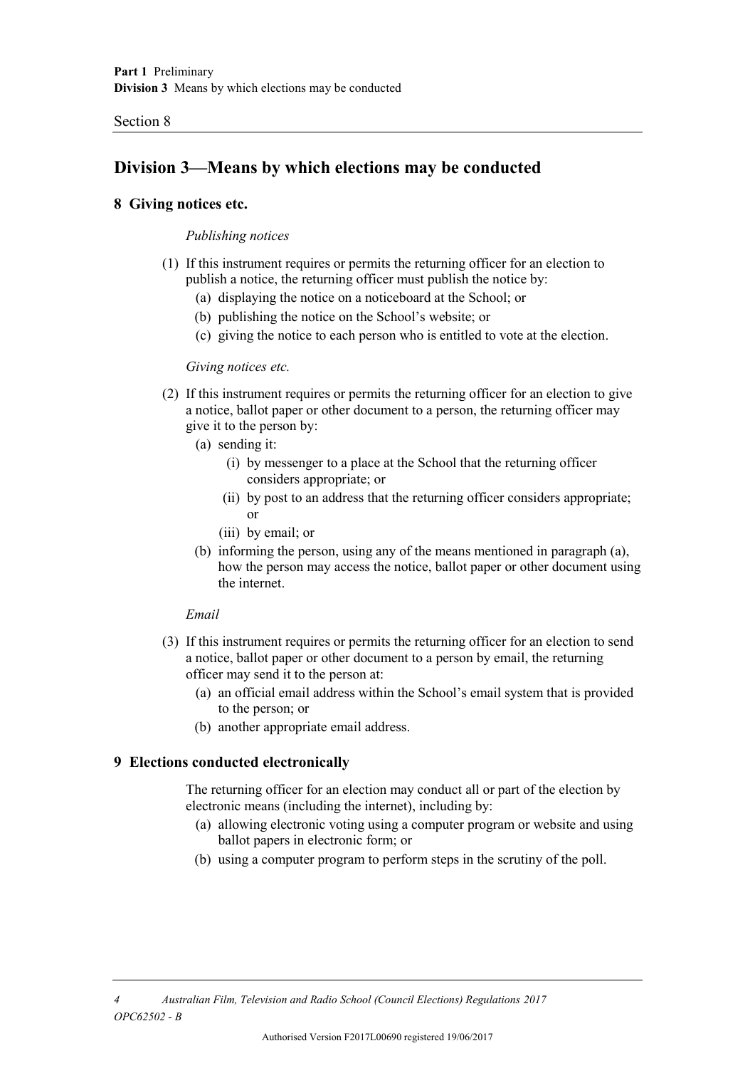## Division 3—Means by which elections may be conducted

### 8 Giving notices etc.

*Publishing notices*

(1) If this instrument requires or permits the returning officer for an election to publish a notice, the returning officer must publish the notice by:

  (a) displaying the notice on a noticeboard at the School; or

  (b) publishing the notice on the School's website; or

  (c) giving the notice to each person who is entitled to vote at the election.

*Giving notices etc.*

(2) If this instrument requires or permits the returning officer for an election to give a notice, ballot paper or other document to a person, the returning officer may give it to the person by:

  (a) sending it:

    (i) by messenger to a place at the School that the returning officer considers appropriate; or

    (ii) by post to an address that the returning officer considers appropriate; or

    (iii) by email; or

  (b) informing the person, using any of the means mentioned in paragraph (a), how the person may access the notice, ballot paper or other document using the internet.

*Email*

(3) If this instrument requires or permits the returning officer for an election to send a notice, ballot paper or other document to a person by email, the returning officer may send it to the person at:

  (a) an official email address within the School's email system that is provided to the person; or

  (b) another appropriate email address.

### 9 Elections conducted electronically

The returning officer for an election may conduct all or part of the election by electronic means (including the internet), including by:

  (a) allowing electronic voting using a computer program or website and using ballot papers in electronic form; or

  (b) using a computer program to perform steps in the scrutiny of the poll.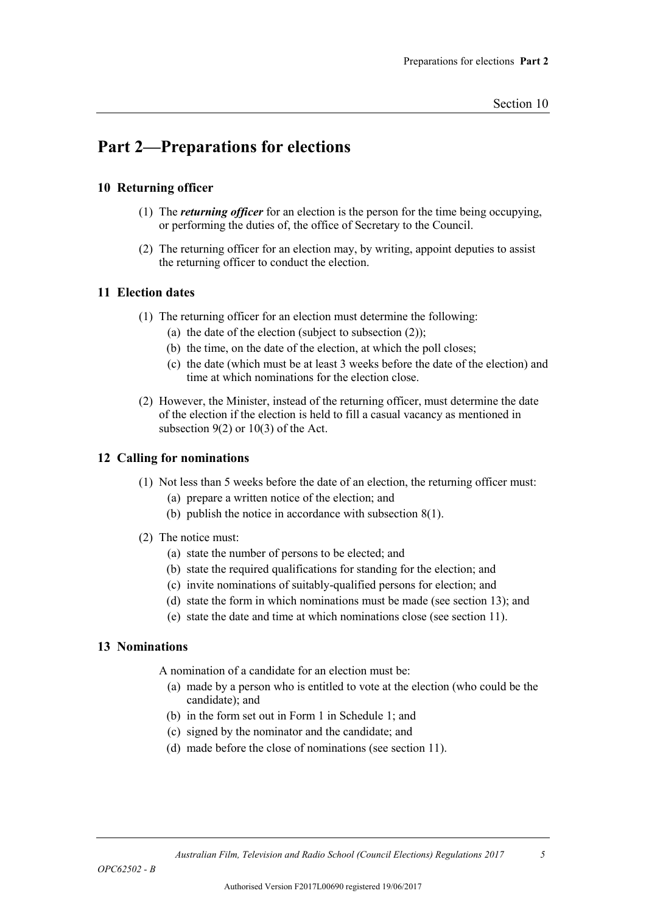## Part 2—Preparations for elections

### 10 Returning officer

(1) The ***returning officer*** for an election is the person for the time being occupying, or performing the duties of, the office of Secretary to the Council.

(2) The returning officer for an election may, by writing, appoint deputies to assist the returning officer to conduct the election.

### 11 Election dates

(1) The returning officer for an election must determine the following:

(a) the date of the election (subject to subsection (2));

(b) the time, on the date of the election, at which the poll closes;

(c) the date (which must be at least 3 weeks before the date of the election) and time at which nominations for the election close.

(2) However, the Minister, instead of the returning officer, must determine the date of the election if the election is held to fill a casual vacancy as mentioned in subsection 9(2) or 10(3) of the Act.

### 12 Calling for nominations

(1) Not less than 5 weeks before the date of an election, the returning officer must:

(a) prepare a written notice of the election; and

(b) publish the notice in accordance with subsection 8(1).

(2) The notice must:

(a) state the number of persons to be elected; and

(b) state the required qualifications for standing for the election; and

(c) invite nominations of suitably-qualified persons for election; and

(d) state the form in which nominations must be made (see section 13); and

(e) state the date and time at which nominations close (see section 11).

### 13 Nominations

A nomination of a candidate for an election must be:

(a) made by a person who is entitled to vote at the election (who could be the candidate); and

(b) in the form set out in Form 1 in Schedule 1; and

(c) signed by the nominator and the candidate; and

(d) made before the close of nominations (see section 11).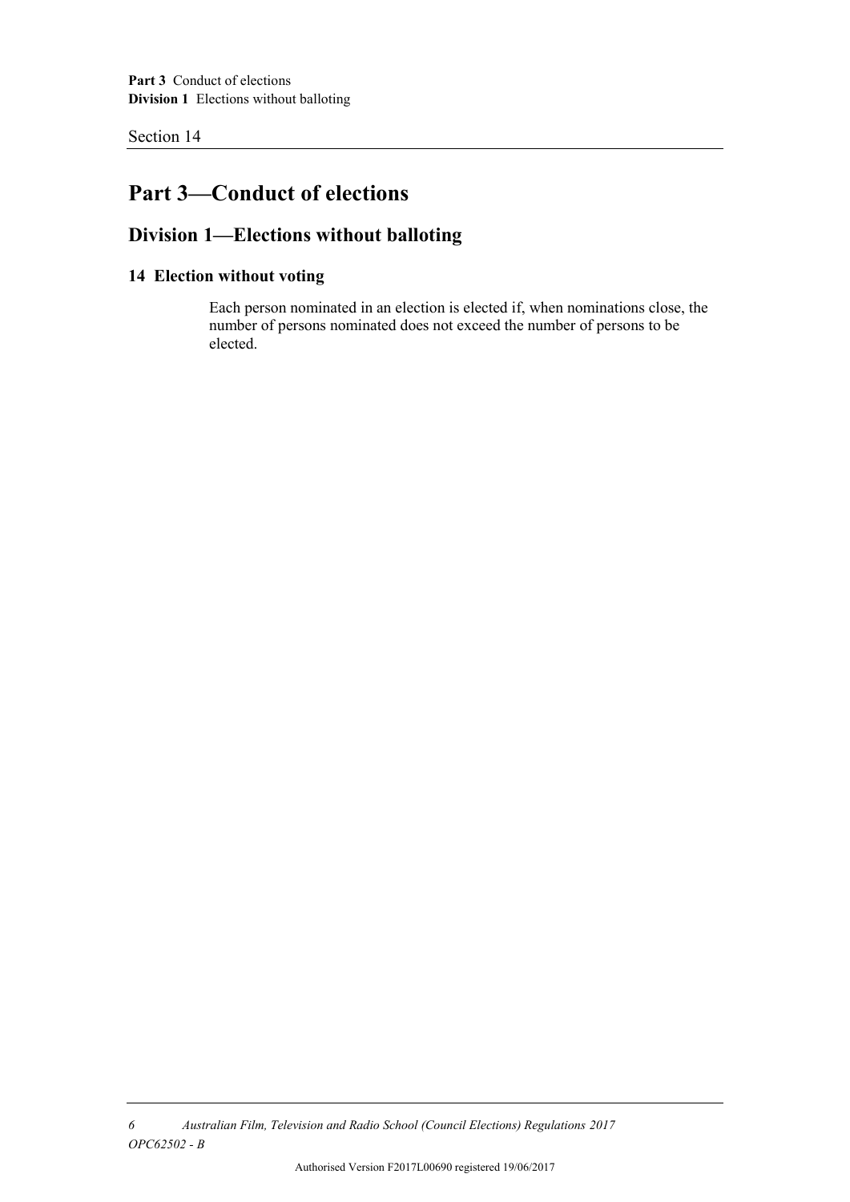# Part 3—Conduct of elections

## Division 1—Elections without balloting

### 14 Election without voting

Each person nominated in an election is elected if, when nominations close, the number of persons nominated does not exceed the number of persons to be elected.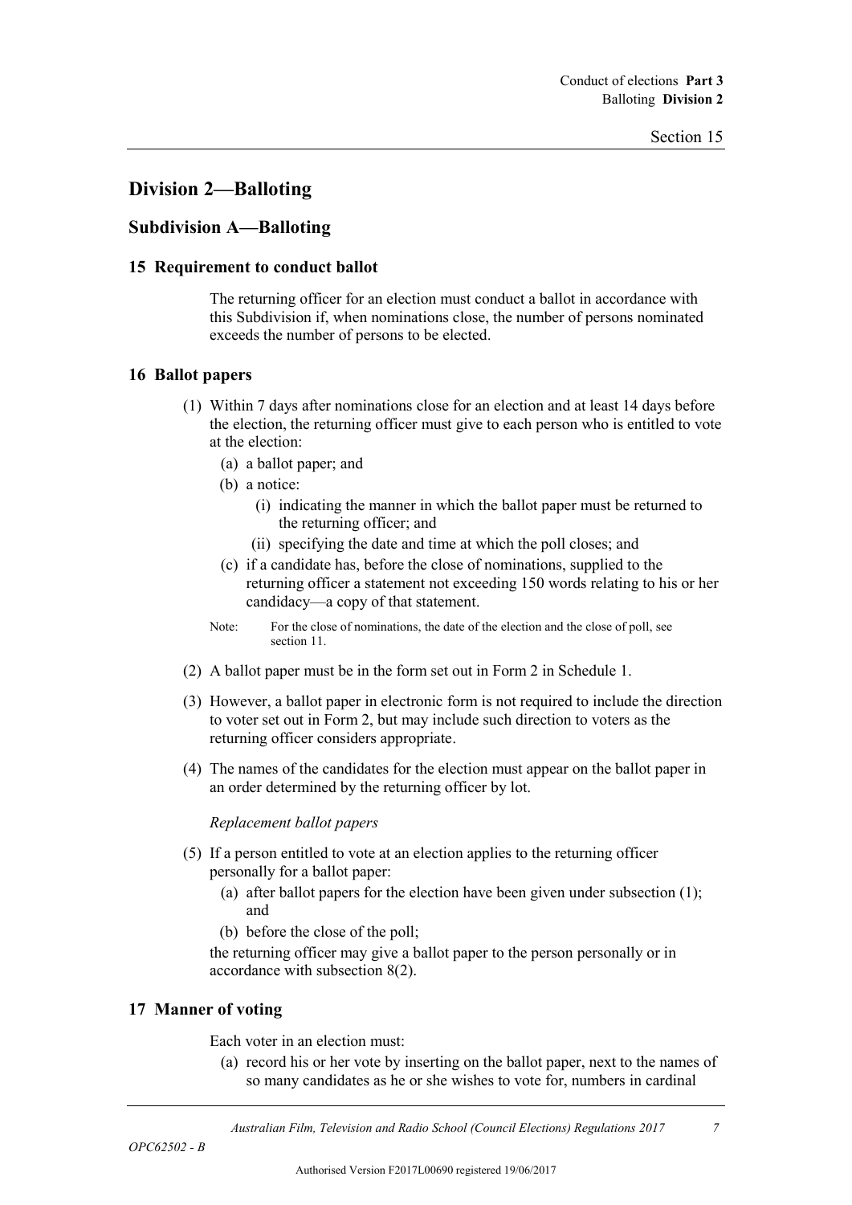## Division 2—Balloting

### Subdivision A—Balloting

#### 15 Requirement to conduct ballot

The returning officer for an election must conduct a ballot in accordance with this Subdivision if, when nominations close, the number of persons nominated exceeds the number of persons to be elected.

#### 16 Ballot papers

(1) Within 7 days after nominations close for an election and at least 14 days before the election, the returning officer must give to each person who is entitled to vote at the election:

- (a) a ballot paper; and
- (b) a notice:
  - (i) indicating the manner in which the ballot paper must be returned to the returning officer; and
  - (ii) specifying the date and time at which the poll closes; and
- (c) if a candidate has, before the close of nominations, supplied to the returning officer a statement not exceeding 150 words relating to his or her candidacy—a copy of that statement.

Note: For the close of nominations, the date of the election and the close of poll, see section 11.

(2) A ballot paper must be in the form set out in Form 2 in Schedule 1.

(3) However, a ballot paper in electronic form is not required to include the direction to voter set out in Form 2, but may include such direction to voters as the returning officer considers appropriate.

(4) The names of the candidates for the election must appear on the ballot paper in an order determined by the returning officer by lot.

*Replacement ballot papers*

(5) If a person entitled to vote at an election applies to the returning officer personally for a ballot paper:

- (a) after ballot papers for the election have been given under subsection (1); and
- (b) before the close of the poll;

the returning officer may give a ballot paper to the person personally or in accordance with subsection 8(2).

#### 17 Manner of voting

Each voter in an election must:

- (a) record his or her vote by inserting on the ballot paper, next to the names of so many candidates as he or she wishes to vote for, numbers in cardinal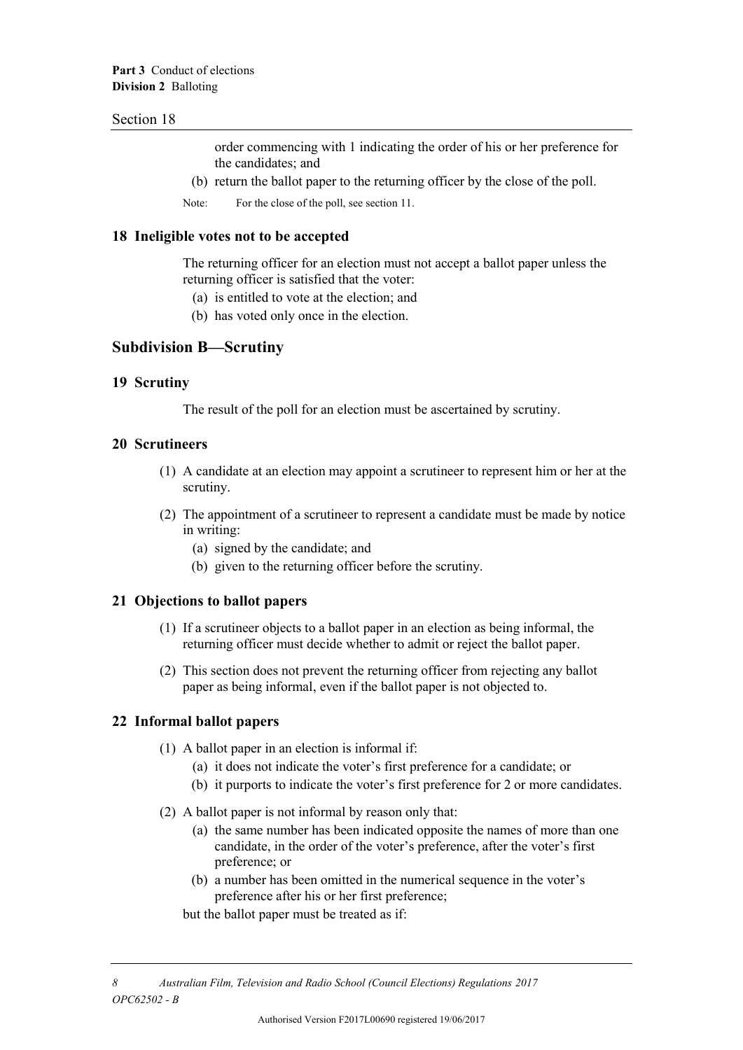order commencing with 1 indicating the order of his or her preference for the candidates; and

(b) return the ballot paper to the returning officer by the close of the poll.

Note: For the close of the poll, see section 11.

### 18 Ineligible votes not to be accepted

The returning officer for an election must not accept a ballot paper unless the returning officer is satisfied that the voter:

(a) is entitled to vote at the election; and

(b) has voted only once in the election.

## Subdivision B—Scrutiny

### 19 Scrutiny

The result of the poll for an election must be ascertained by scrutiny.

### 20 Scrutineers

(1) A candidate at an election may appoint a scrutineer to represent him or her at the scrutiny.

(2) The appointment of a scrutineer to represent a candidate must be made by notice in writing:

(a) signed by the candidate; and

(b) given to the returning officer before the scrutiny.

### 21 Objections to ballot papers

(1) If a scrutineer objects to a ballot paper in an election as being informal, the returning officer must decide whether to admit or reject the ballot paper.

(2) This section does not prevent the returning officer from rejecting any ballot paper as being informal, even if the ballot paper is not objected to.

### 22 Informal ballot papers

(1) A ballot paper in an election is informal if:

(a) it does not indicate the voter's first preference for a candidate; or

(b) it purports to indicate the voter's first preference for 2 or more candidates.

(2) A ballot paper is not informal by reason only that:

(a) the same number has been indicated opposite the names of more than one candidate, in the order of the voter's preference, after the voter's first preference; or

(b) a number has been omitted in the numerical sequence in the voter's preference after his or her first preference;

but the ballot paper must be treated as if: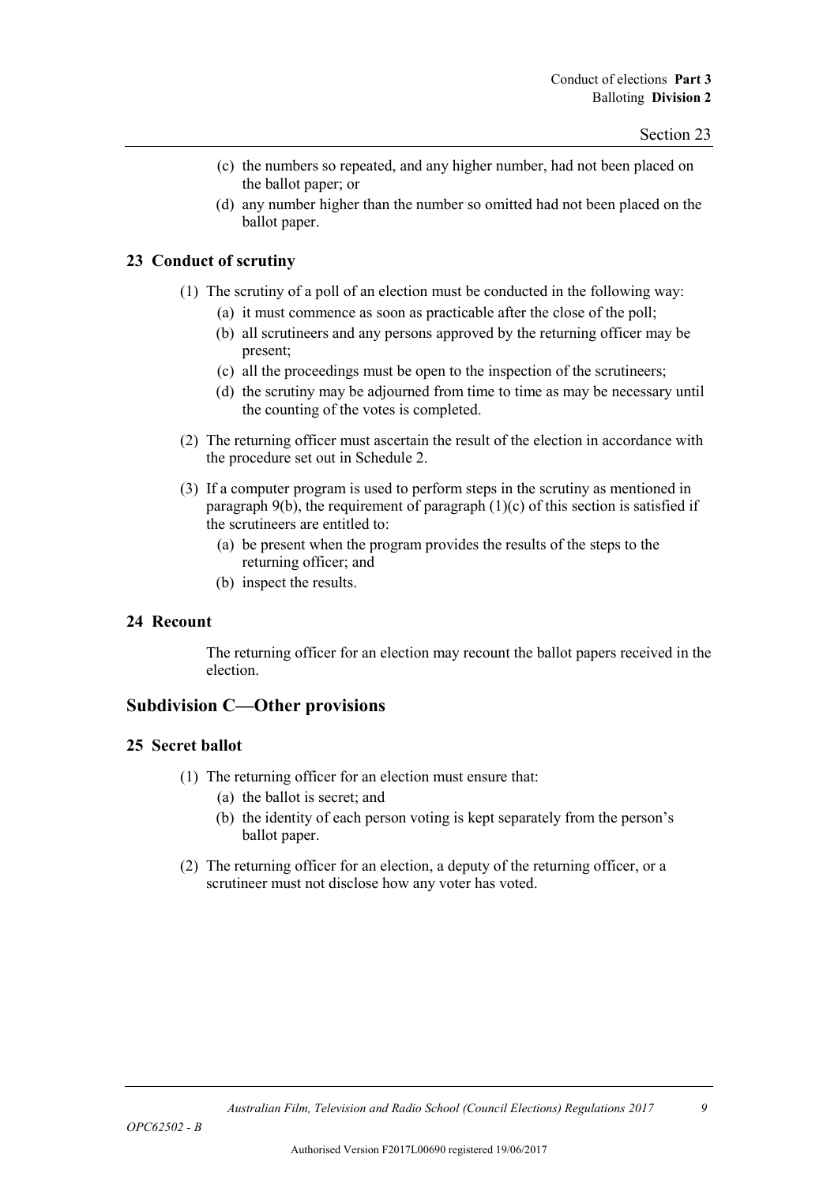(c) the numbers so repeated, and any higher number, had not been placed on the ballot paper; or

(d) any number higher than the number so omitted had not been placed on the ballot paper.

## 23 Conduct of scrutiny

(1) The scrutiny of a poll of an election must be conducted in the following way:

(a) it must commence as soon as practicable after the close of the poll;

(b) all scrutineers and any persons approved by the returning officer may be present;

(c) all the proceedings must be open to the inspection of the scrutineers;

(d) the scrutiny may be adjourned from time to time as may be necessary until the counting of the votes is completed.

(2) The returning officer must ascertain the result of the election in accordance with the procedure set out in Schedule 2.

(3) If a computer program is used to perform steps in the scrutiny as mentioned in paragraph 9(b), the requirement of paragraph (1)(c) of this section is satisfied if the scrutineers are entitled to:

(a) be present when the program provides the results of the steps to the returning officer; and

(b) inspect the results.

## 24 Recount

The returning officer for an election may recount the ballot papers received in the election.

# Subdivision C—Other provisions

## 25 Secret ballot

(1) The returning officer for an election must ensure that:

(a) the ballot is secret; and

(b) the identity of each person voting is kept separately from the person's ballot paper.

(2) The returning officer for an election, a deputy of the returning officer, or a scrutineer must not disclose how any voter has voted.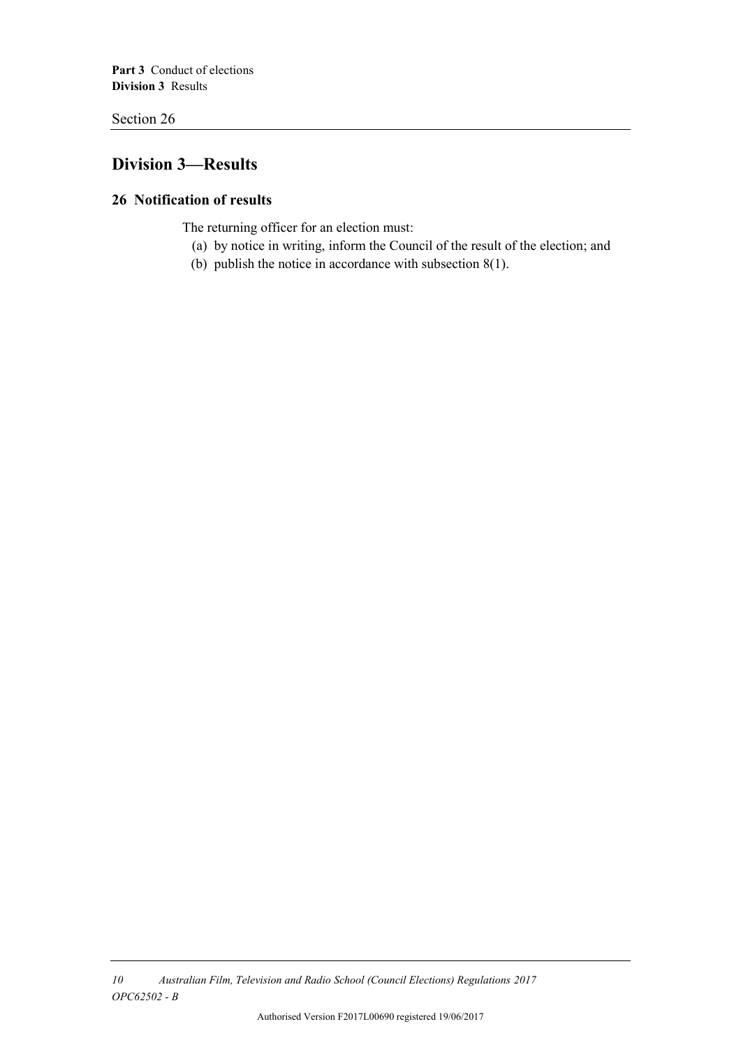## Division 3—Results

### 26 Notification of results

The returning officer for an election must:

(a) by notice in writing, inform the Council of the result of the election; and

(b) publish the notice in accordance with subsection 8(1).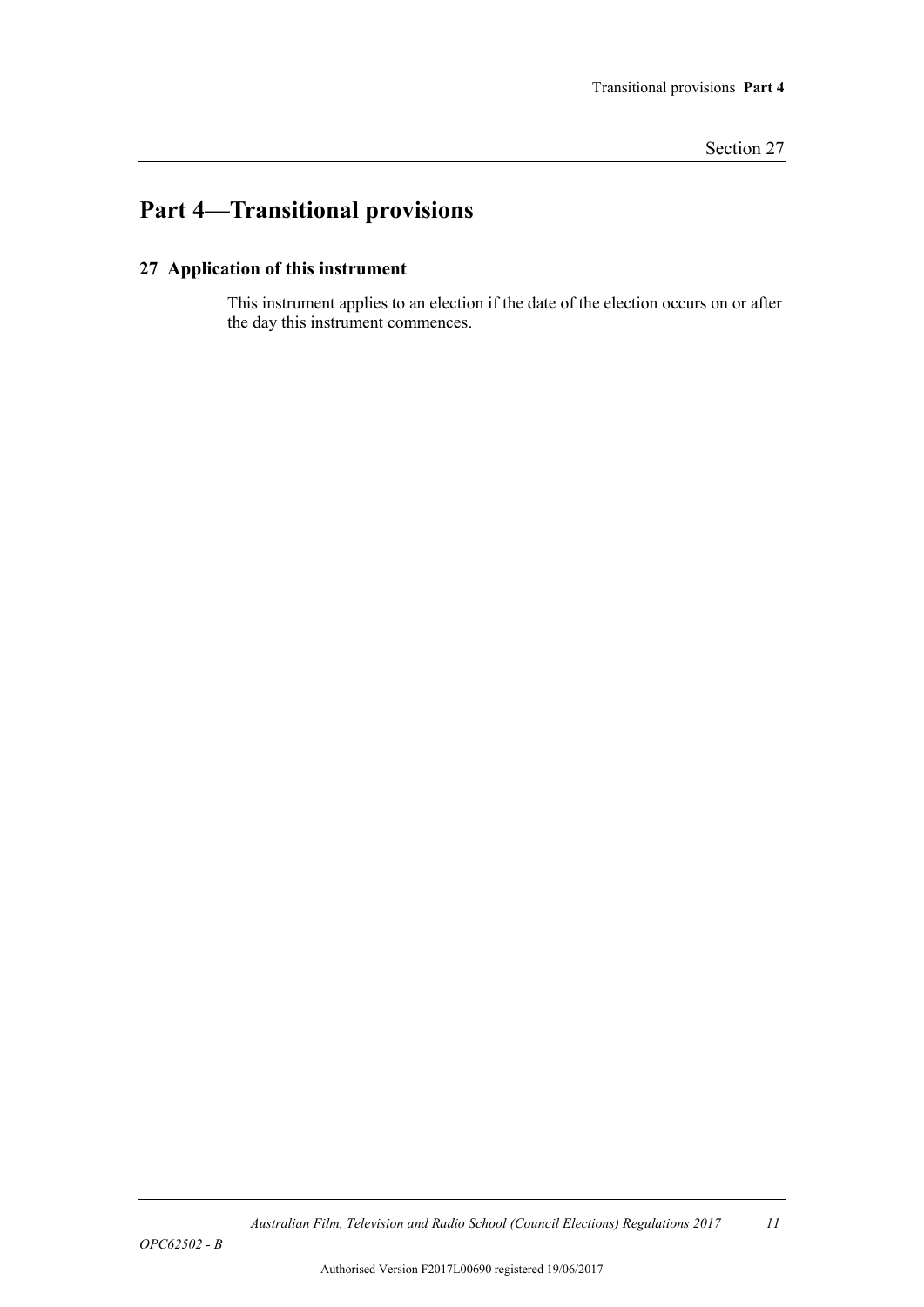# Part 4—Transitional provisions

## 27 Application of this instrument

This instrument applies to an election if the date of the election occurs on or after the day this instrument commences.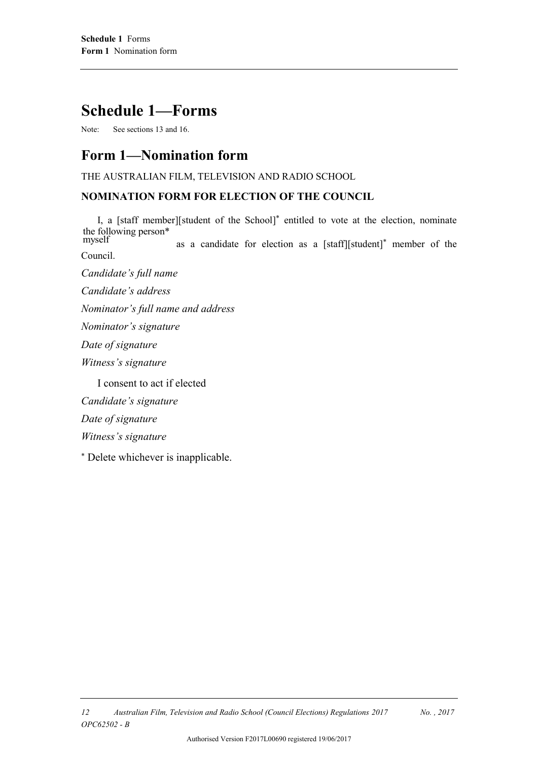# Schedule 1—Forms

Note: See sections 13 and 16.

## Form 1—Nomination form

THE AUSTRALIAN FILM, TELEVISION AND RADIO SCHOOL

**NOMINATION FORM FOR ELECTION OF THE COUNCIL**

I, a [staff member][student of the School]* entitled to vote at the election, nominate the following person* / myself* as a candidate for election as a [staff][student]* member of the Council.

*Candidate's full name*

*Candidate's address*

*Nominator's full name and address*

*Nominator's signature*

*Date of signature*

*Witness's signature*

I consent to act if elected

*Candidate's signature*

*Date of signature*

*Witness's signature*

\* Delete whichever is inapplicable.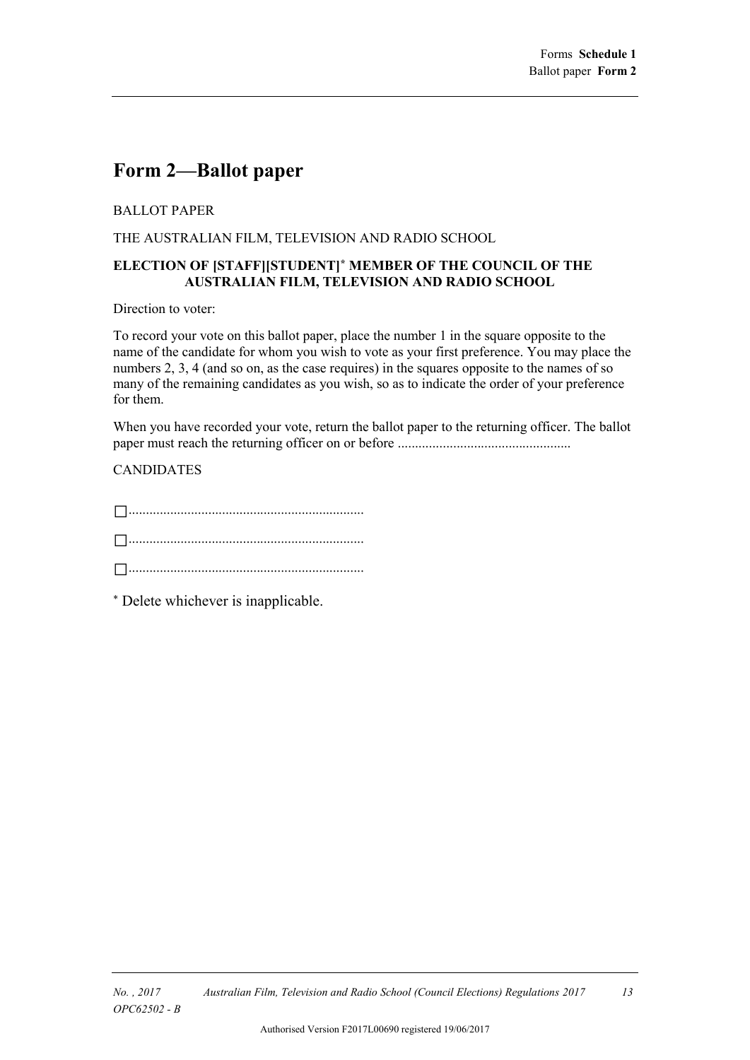# Form 2—Ballot paper

BALLOT PAPER

THE AUSTRALIAN FILM, TELEVISION AND RADIO SCHOOL

**ELECTION OF [STAFF][STUDENT]* MEMBER OF THE COUNCIL OF THE AUSTRALIAN FILM, TELEVISION AND RADIO SCHOOL**

Direction to voter:

To record your vote on this ballot paper, place the number 1 in the square opposite to the name of the candidate for whom you wish to vote as your first preference. You may place the numbers 2, 3, 4 (and so on, as the case requires) in the squares opposite to the names of so many of the remaining candidates as you wish, so as to indicate the order of your preference for them.

When you have recorded your vote, return the ballot paper to the returning officer. The ballot paper must reach the returning officer on or before .................................................

CANDIDATES

☐...................................................................

☐...................................................................

☐...................................................................

* Delete whichever is inapplicable.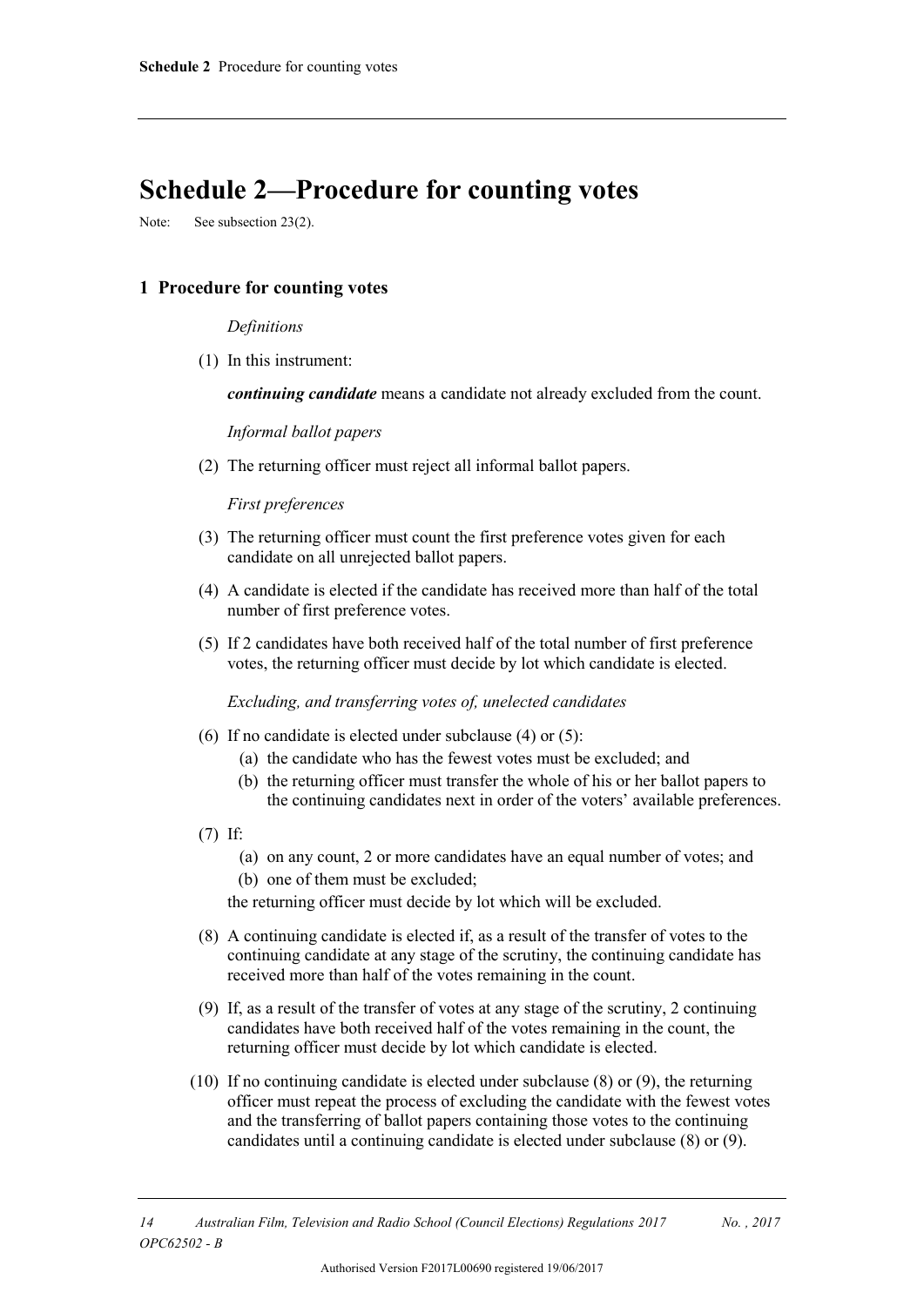# Schedule 2—Procedure for counting votes

Note: See subsection 23(2).

## 1 Procedure for counting votes

*Definitions*

(1) In this instrument:

***continuing candidate*** means a candidate not already excluded from the count.

*Informal ballot papers*

(2) The returning officer must reject all informal ballot papers.

*First preferences*

(3) The returning officer must count the first preference votes given for each candidate on all unrejected ballot papers.

(4) A candidate is elected if the candidate has received more than half of the total number of first preference votes.

(5) If 2 candidates have both received half of the total number of first preference votes, the returning officer must decide by lot which candidate is elected.

*Excluding, and transferring votes of, unelected candidates*

(6) If no candidate is elected under subclause (4) or (5):

- (a) the candidate who has the fewest votes must be excluded; and
- (b) the returning officer must transfer the whole of his or her ballot papers to the continuing candidates next in order of the voters' available preferences.

(7) If:

- (a) on any count, 2 or more candidates have an equal number of votes; and
- (b) one of them must be excluded;

the returning officer must decide by lot which will be excluded.

(8) A continuing candidate is elected if, as a result of the transfer of votes to the continuing candidate at any stage of the scrutiny, the continuing candidate has received more than half of the votes remaining in the count.

(9) If, as a result of the transfer of votes at any stage of the scrutiny, 2 continuing candidates have both received half of the votes remaining in the count, the returning officer must decide by lot which candidate is elected.

(10) If no continuing candidate is elected under subclause (8) or (9), the returning officer must repeat the process of excluding the candidate with the fewest votes and the transferring of ballot papers containing those votes to the continuing candidates until a continuing candidate is elected under subclause (8) or (9).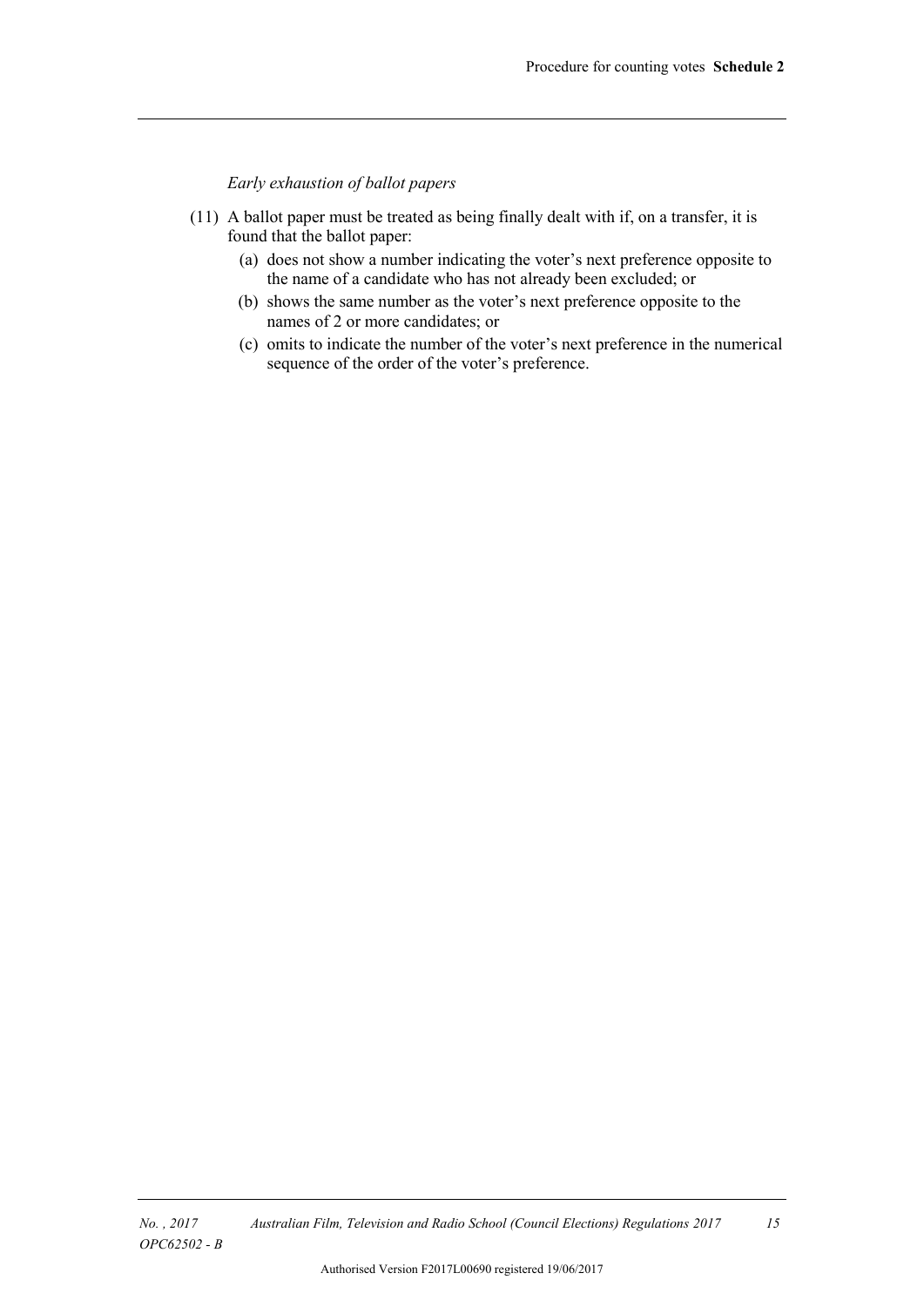*Early exhaustion of ballot papers*

(11) A ballot paper must be treated as being finally dealt with if, on a transfer, it is found that the ballot paper:

   (a) does not show a number indicating the voter's next preference opposite to the name of a candidate who has not already been excluded; or

   (b) shows the same number as the voter's next preference opposite to the names of 2 or more candidates; or

   (c) omits to indicate the number of the voter's next preference in the numerical sequence of the order of the voter's preference.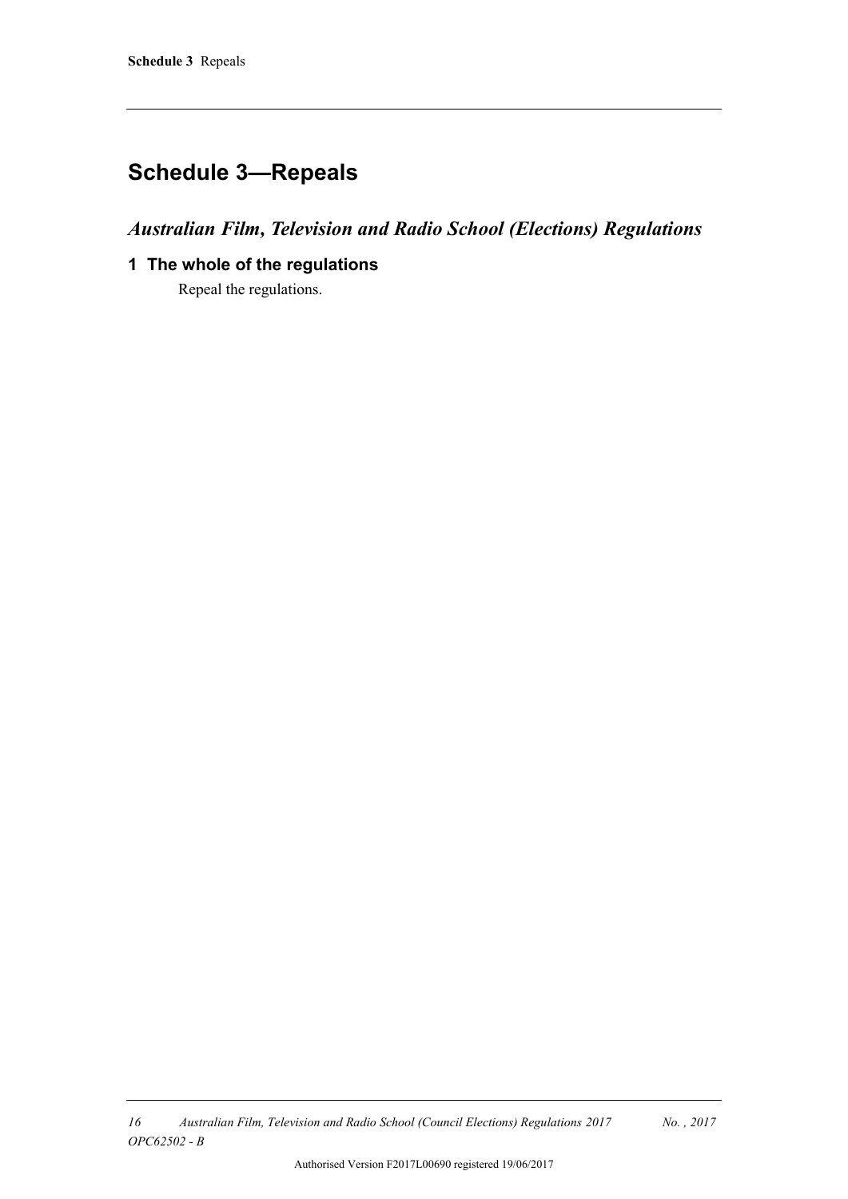# Schedule 3—Repeals

## *Australian Film, Television and Radio School (Elections) Regulations*

### 1 The whole of the regulations

Repeal the regulations.